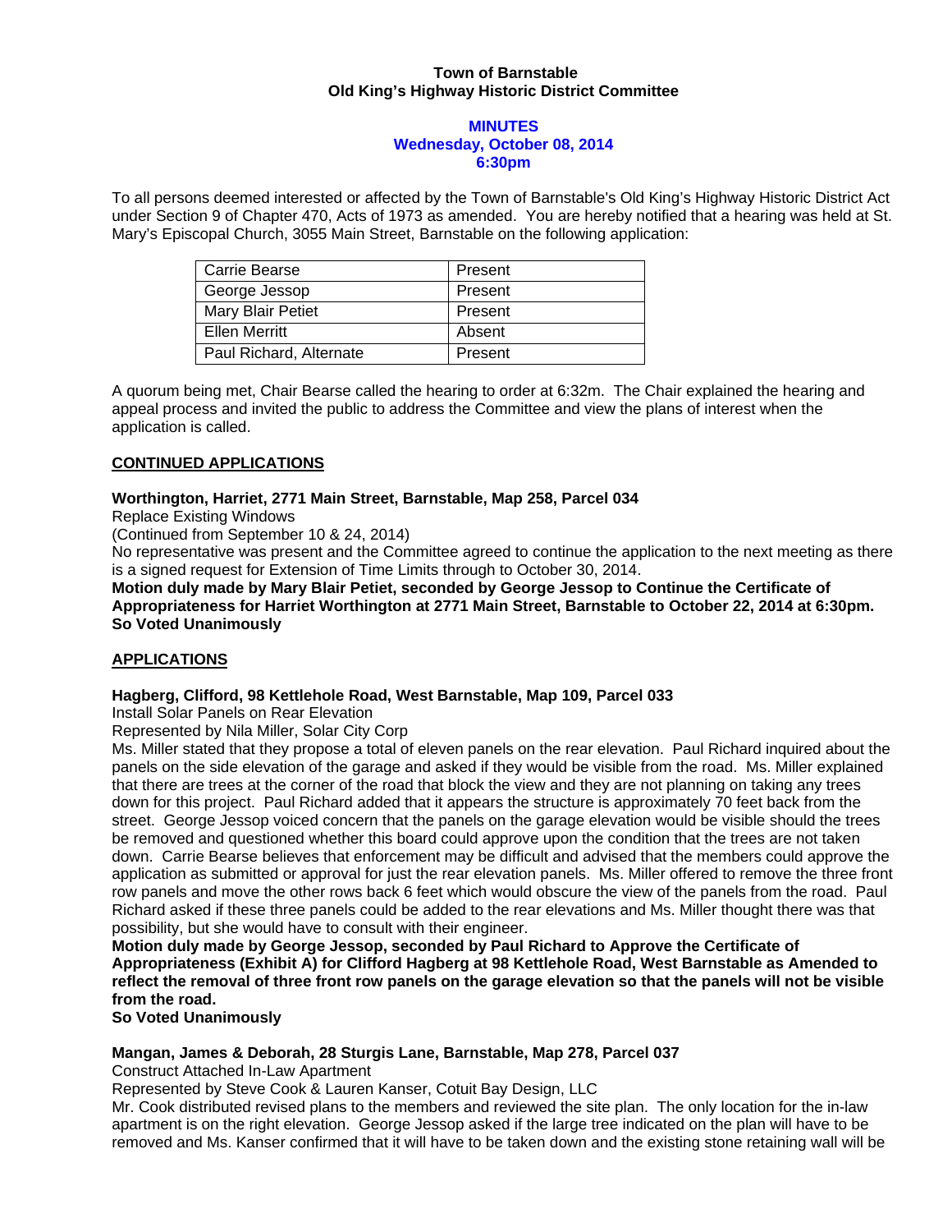**Town of Barnstable**
**Old King's Highway Historic District Committee**

**MINUTES**
**Wednesday, October 08, 2014**
**6:30pm**

To all persons deemed interested or affected by the Town of Barnstable's Old King's Highway Historic District Act under Section 9 of Chapter 470, Acts of 1973 as amended. You are hereby notified that a hearing was held at St. Mary's Episcopal Church, 3055 Main Street, Barnstable on the following application:

| Carrie Bearse | Present |
|---|---|
| George Jessop | Present |
| Mary Blair Petiet | Present |
| Ellen Merritt | Absent |
| Paul Richard, Alternate | Present |

A quorum being met, Chair Bearse called the hearing to order at 6:32m. The Chair explained the hearing and appeal process and invited the public to address the Committee and view the plans of interest when the application is called.

**CONTINUED APPLICATIONS**

**Worthington, Harriet, 2771 Main Street, Barnstable, Map 258, Parcel 034**
Replace Existing Windows
(Continued from September 10 & 24, 2014)
No representative was present and the Committee agreed to continue the application to the next meeting as there is a signed request for Extension of Time Limits through to October 30, 2014.
**Motion duly made by Mary Blair Petiet, seconded by George Jessop to Continue the Certificate of Appropriateness for Harriet Worthington at 2771 Main Street, Barnstable to October 22, 2014 at 6:30pm. So Voted Unanimously**

**APPLICATIONS**

**Hagberg, Clifford, 98 Kettlehole Road, West Barnstable, Map 109, Parcel 033**
Install Solar Panels on Rear Elevation
Represented by Nila Miller, Solar City Corp
Ms. Miller stated that they propose a total of eleven panels on the rear elevation. Paul Richard inquired about the panels on the side elevation of the garage and asked if they would be visible from the road. Ms. Miller explained that there are trees at the corner of the road that block the view and they are not planning on taking any trees down for this project. Paul Richard added that it appears the structure is approximately 70 feet back from the street. George Jessop voiced concern that the panels on the garage elevation would be visible should the trees be removed and questioned whether this board could approve upon the condition that the trees are not taken down. Carrie Bearse believes that enforcement may be difficult and advised that the members could approve the application as submitted or approval for just the rear elevation panels. Ms. Miller offered to remove the three front row panels and move the other rows back 6 feet which would obscure the view of the panels from the road. Paul Richard asked if these three panels could be added to the rear elevations and Ms. Miller thought there was that possibility, but she would have to consult with their engineer.
**Motion duly made by George Jessop, seconded by Paul Richard to Approve the Certificate of Appropriateness (Exhibit A) for Clifford Hagberg at 98 Kettlehole Road, West Barnstable as Amended to reflect the removal of three front row panels on the garage elevation so that the panels will not be visible from the road.**
**So Voted Unanimously**

**Mangan, James & Deborah, 28 Sturgis Lane, Barnstable, Map 278, Parcel 037**
Construct Attached In-Law Apartment
Represented by Steve Cook & Lauren Kanser, Cotuit Bay Design, LLC
Mr. Cook distributed revised plans to the members and reviewed the site plan. The only location for the in-law apartment is on the right elevation. George Jessop asked if the large tree indicated on the plan will have to be removed and Ms. Kanser confirmed that it will have to be taken down and the existing stone retaining wall will be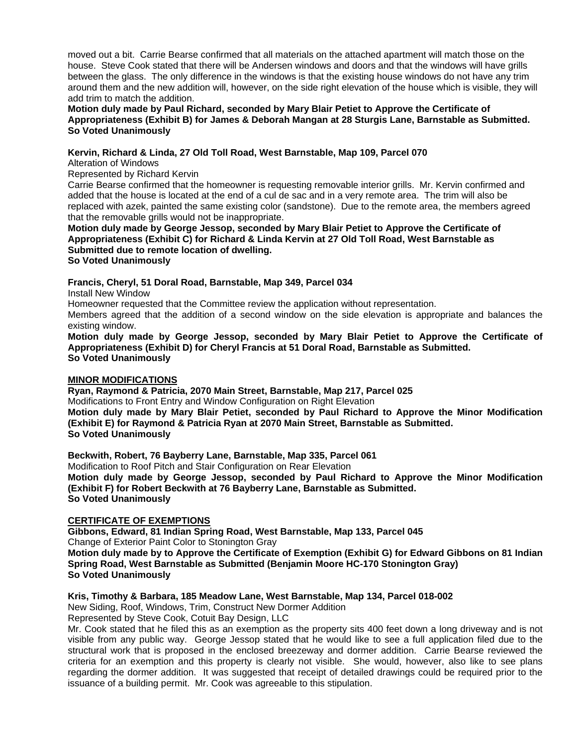moved out a bit. Carrie Bearse confirmed that all materials on the attached apartment will match those on the house. Steve Cook stated that there will be Andersen windows and doors and that the windows will have grills between the glass. The only difference in the windows is that the existing house windows do not have any trim around them and the new addition will, however, on the side right elevation of the house which is visible, they will add trim to match the addition.

**Motion duly made by Paul Richard, seconded by Mary Blair Petiet to Approve the Certificate of Appropriateness (Exhibit B) for James & Deborah Mangan at 28 Sturgis Lane, Barnstable as Submitted.**
**So Voted Unanimously**

**Kervin, Richard & Linda, 27 Old Toll Road, West Barnstable, Map 109, Parcel 070**
Alteration of Windows
Represented by Richard Kervin
Carrie Bearse confirmed that the homeowner is requesting removable interior grills. Mr. Kervin confirmed and added that the house is located at the end of a cul de sac and in a very remote area. The trim will also be replaced with azek, painted the same existing color (sandstone). Due to the remote area, the members agreed that the removable grills would not be inappropriate.

**Motion duly made by George Jessop, seconded by Mary Blair Petiet to Approve the Certificate of Appropriateness (Exhibit C) for Richard & Linda Kervin at 27 Old Toll Road, West Barnstable as Submitted due to remote location of dwelling.**
**So Voted Unanimously**

**Francis, Cheryl, 51 Doral Road, Barnstable, Map 349, Parcel 034**
Install New Window
Homeowner requested that the Committee review the application without representation.
Members agreed that the addition of a second window on the side elevation is appropriate and balances the existing window.

**Motion duly made by George Jessop, seconded by Mary Blair Petiet to Approve the Certificate of Appropriateness (Exhibit D) for Cheryl Francis at 51 Doral Road, Barnstable as Submitted.**
**So Voted Unanimously**

**MINOR MODIFICATIONS**

**Ryan, Raymond & Patricia, 2070 Main Street, Barnstable, Map 217, Parcel 025**
Modifications to Front Entry and Window Configuration on Right Elevation
**Motion duly made by Mary Blair Petiet, seconded by Paul Richard to Approve the Minor Modification (Exhibit E) for Raymond & Patricia Ryan at 2070 Main Street, Barnstable as Submitted.**
**So Voted Unanimously**

**Beckwith, Robert, 76 Bayberry Lane, Barnstable, Map 335, Parcel 061**
Modification to Roof Pitch and Stair Configuration on Rear Elevation
**Motion duly made by George Jessop, seconded by Paul Richard to Approve the Minor Modification (Exhibit F) for Robert Beckwith at 76 Bayberry Lane, Barnstable as Submitted.**
**So Voted Unanimously**

**CERTIFICATE OF EXEMPTIONS**

**Gibbons, Edward, 81 Indian Spring Road, West Barnstable, Map 133, Parcel 045**
Change of Exterior Paint Color to Stonington Gray
**Motion duly made by to Approve the Certificate of Exemption (Exhibit G) for Edward Gibbons on 81 Indian Spring Road, West Barnstable as Submitted (Benjamin Moore HC-170 Stonington Gray)**
**So Voted Unanimously**

**Kris, Timothy & Barbara, 185 Meadow Lane, West Barnstable, Map 134, Parcel 018-002**
New Siding, Roof, Windows, Trim, Construct New Dormer Addition
Represented by Steve Cook, Cotuit Bay Design, LLC
Mr. Cook stated that he filed this as an exemption as the property sits 400 feet down a long driveway and is not visible from any public way. George Jessop stated that he would like to see a full application filed due to the structural work that is proposed in the enclosed breezeway and dormer addition. Carrie Bearse reviewed the criteria for an exemption and this property is clearly not visible. She would, however, also like to see plans regarding the dormer addition. It was suggested that receipt of detailed drawings could be required prior to the issuance of a building permit. Mr. Cook was agreeable to this stipulation.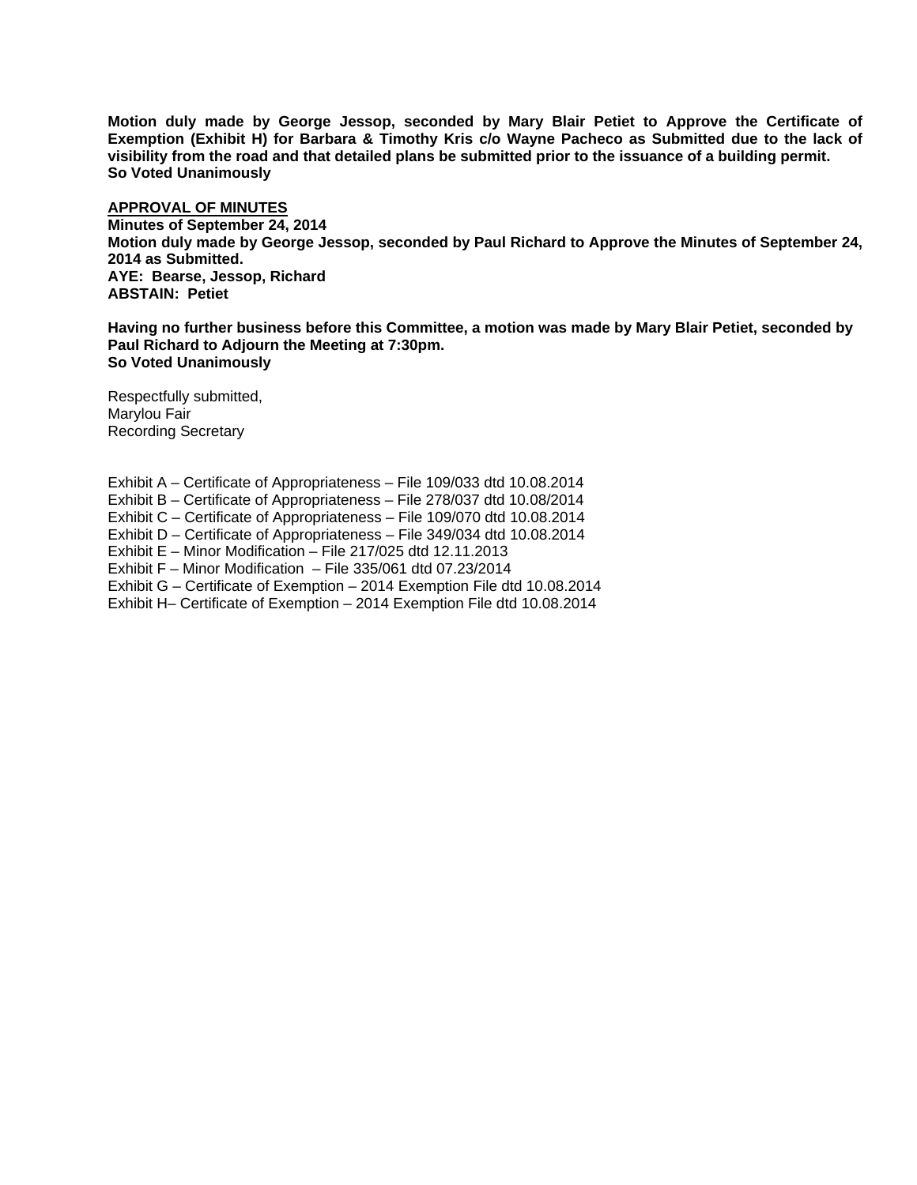**Motion duly made by George Jessop, seconded by Mary Blair Petiet to Approve the Certificate of Exemption (Exhibit H) for Barbara & Timothy Kris c/o Wayne Pacheco as Submitted due to the lack of visibility from the road and that detailed plans be submitted prior to the issuance of a building permit.**
**So Voted Unanimously**

**APPROVAL OF MINUTES**
**Minutes of September 24, 2014**
**Motion duly made by George Jessop, seconded by Paul Richard to Approve the Minutes of September 24, 2014 as Submitted.**
**AYE: Bearse, Jessop, Richard**
**ABSTAIN: Petiet**

**Having no further business before this Committee, a motion was made by Mary Blair Petiet, seconded by Paul Richard to Adjourn the Meeting at 7:30pm.**
**So Voted Unanimously**

Respectfully submitted,
Marylou Fair
Recording Secretary

Exhibit A – Certificate of Appropriateness – File 109/033 dtd 10.08.2014
Exhibit B – Certificate of Appropriateness – File 278/037 dtd 10.08/2014
Exhibit C – Certificate of Appropriateness – File 109/070 dtd 10.08.2014
Exhibit D – Certificate of Appropriateness – File 349/034 dtd 10.08.2014
Exhibit E – Minor Modification – File 217/025 dtd 12.11.2013
Exhibit F – Minor Modification – File 335/061 dtd 07.23/2014
Exhibit G – Certificate of Exemption – 2014 Exemption File dtd 10.08.2014
Exhibit H– Certificate of Exemption – 2014 Exemption File dtd 10.08.2014